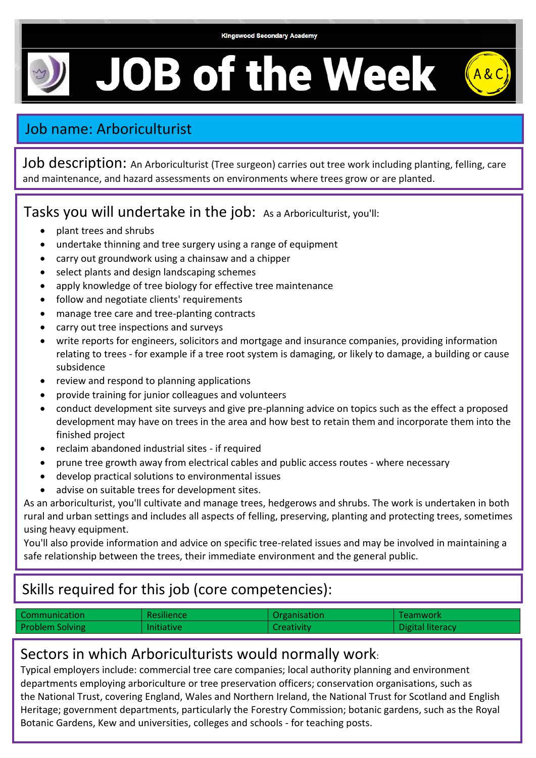Kingswood Secondary Academy

# JOB of the Week

## Job name: Arboriculturist

**Job description:** An Arboriculturist (Tree surgeon) carries out tree work including planting, felling, care and maintenance, and hazard assessments on environments where trees grow or are planted.

## Tasks you will undertake in the job:

As a Arboriculturist, you'll:

- plant trees and shrubs
- undertake thinning and tree surgery using a range of equipment
- carry out groundwork using a chainsaw and a chipper
- select plants and design landscaping schemes
- apply knowledge of tree biology for effective tree maintenance
- follow and negotiate clients' requirements
- manage tree care and tree-planting contracts
- carry out tree inspections and surveys
- write reports for engineers, solicitors and mortgage and insurance companies, providing information relating to trees - for example if a tree root system is damaging, or likely to damage, a building or cause subsidence
- review and respond to planning applications
- provide training for junior colleagues and volunteers
- conduct development site surveys and give pre-planning advice on topics such as the effect a proposed development may have on trees in the area and how best to retain them and incorporate them into the finished project
- reclaim abandoned industrial sites - if required
- prune tree growth away from electrical cables and public access routes - where necessary
- develop practical solutions to environmental issues
- advise on suitable trees for development sites.

As an arboriculturist, you'll cultivate and manage trees, hedgerows and shrubs. The work is undertaken in both rural and urban settings and includes all aspects of felling, preserving, planting and protecting trees, sometimes using heavy equipment.

You'll also provide information and advice on specific tree-related issues and may be involved in maintaining a safe relationship between the trees, their immediate environment and the general public.

## Skills required for this job (core competencies):

| | | | |
|---|---|---|---|
| Communication | Resilience | Organisation | Teamwork |
| Problem Solving | Initiative | Creativity | Digital literacy |

## Sectors in which Arboriculturists would normally work:

Typical employers include: commercial tree care companies; local authority planning and environment departments employing arboriculture or tree preservation officers; conservation organisations, such as the National Trust, covering England, Wales and Northern Ireland, the National Trust for Scotland and English Heritage; government departments, particularly the Forestry Commission; botanic gardens, such as the Royal Botanic Gardens, Kew and universities, colleges and schools - for teaching posts.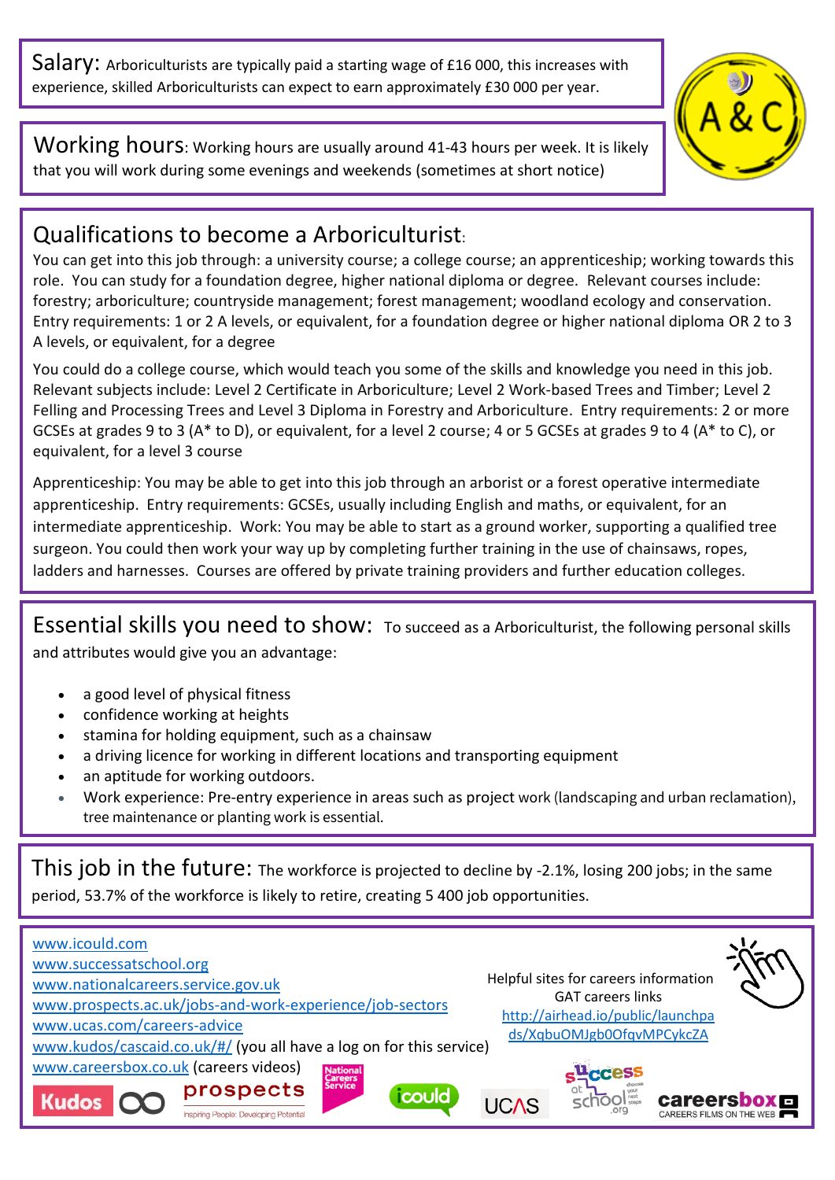**Salary:** Arboriculturists are typically paid a starting wage of £16 000, this increases with experience, skilled Arboriculturists can expect to earn approximately £30 000 per year.

**Working hours:** Working hours are usually around 41-43 hours per week. It is likely that you will work during some evenings and weekends (sometimes at short notice)

## Qualifications to become a Arboriculturist:

You can get into this job through: a university course; a college course; an apprenticeship; working towards this role. You can study for a foundation degree, higher national diploma or degree. Relevant courses include: forestry; arboriculture; countryside management; forest management; woodland ecology and conservation. Entry requirements: 1 or 2 A levels, or equivalent, for a foundation degree or higher national diploma OR 2 to 3 A levels, or equivalent, for a degree

You could do a college course, which would teach you some of the skills and knowledge you need in this job. Relevant subjects include: Level 2 Certificate in Arboriculture; Level 2 Work-based Trees and Timber; Level 2 Felling and Processing Trees and Level 3 Diploma in Forestry and Arboriculture. Entry requirements: 2 or more GCSEs at grades 9 to 3 (A* to D), or equivalent, for a level 2 course; 4 or 5 GCSEs at grades 9 to 4 (A* to C), or equivalent, for a level 3 course

Apprenticeship: You may be able to get into this job through an arborist or a forest operative intermediate apprenticeship. Entry requirements: GCSEs, usually including English and maths, or equivalent, for an intermediate apprenticeship. Work: You may be able to start as a ground worker, supporting a qualified tree surgeon. You could then work your way up by completing further training in the use of chainsaws, ropes, ladders and harnesses. Courses are offered by private training providers and further education colleges.

## Essential skills you need to show:

To succeed as a Arboriculturist, the following personal skills and attributes would give you an advantage:

- a good level of physical fitness
- confidence working at heights
- stamina for holding equipment, such as a chainsaw
- a driving licence for working in different locations and transporting equipment
- an aptitude for working outdoors.
- Work experience: Pre-entry experience in areas such as project work (landscaping and urban reclamation), tree maintenance or planting work is essential.

## This job in the future:

The workforce is projected to decline by -2.1%, losing 200 jobs; in the same period, 53.7% of the workforce is likely to retire, creating 5 400 job opportunities.

www.icould.com
www.successatschool.org
www.nationalcareers.service.gov.uk
www.prospects.ac.uk/jobs-and-work-experience/job-sectors
www.ucas.com/careers-advice
www.kudos/cascaid.co.uk/#/ (you all have a log on for this service)
www.careersbox.co.uk (careers videos)

Helpful sites for careers information
GAT careers links
http://airhead.io/public/launchpads/XqbuOMJgb0OfqvMPCykcZA